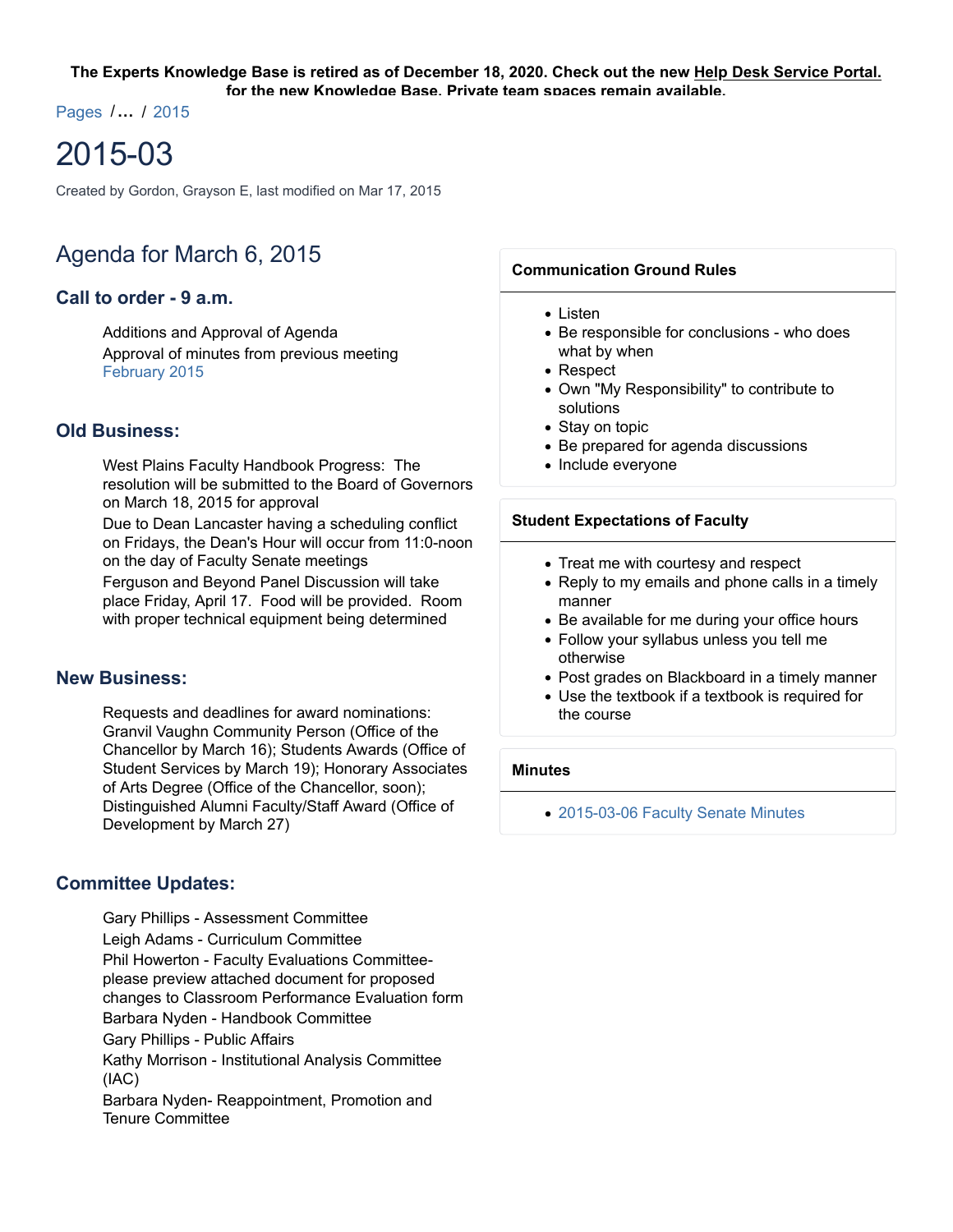**The Experts Knowledge Base is retired as of December 18, 2020. Check out the new Help Desk Service Portal. for the new Knowledge Base. Private team spaces remain available.**

Pages /... / 2015

# 2015-03

Created by Gordon, Grayson E, last modified on Mar 17, 2015

## Agenda for March 6, 2015

### Call to order - 9 a.m.

Additions and Approval of Agenda

Approval of minutes from previous meeting February 2015

### Old Business:

West Plains Faculty Handbook Progress: The resolution will be submitted to the Board of Governors on March 18, 2015 for approval

Due to Dean Lancaster having a scheduling conflict on Fridays, the Dean's Hour will occur from 11:0-noon on the day of Faculty Senate meetings

Ferguson and Beyond Panel Discussion will take place Friday, April 17. Food will be provided. Room with proper technical equipment being determined

### New Business:

Requests and deadlines for award nominations: Granvil Vaughn Community Person (Office of the Chancellor by March 16); Students Awards (Office of Student Services by March 19); Honorary Associates of Arts Degree (Office of the Chancellor, soon); Distinguished Alumni Faculty/Staff Award (Office of Development by March 27)

### Committee Updates:

Gary Phillips - Assessment Committee

Leigh Adams - Curriculum Committee

Phil Howerton - Faculty Evaluations Committee- please preview attached document for proposed changes to Classroom Performance Evaluation form

Barbara Nyden - Handbook Committee

Gary Phillips - Public Affairs

Kathy Morrison - Institutional Analysis Committee (IAC)

Barbara Nyden- Reappointment, Promotion and Tenure Committee

**Communication Ground Rules**

- Listen
- Be responsible for conclusions - who does what by when
- Respect
- Own "My Responsibility" to contribute to solutions
- Stay on topic
- Be prepared for agenda discussions
- Include everyone

**Student Expectations of Faculty**

- Treat me with courtesy and respect
- Reply to my emails and phone calls in a timely manner
- Be available for me during your office hours
- Follow your syllabus unless you tell me otherwise
- Post grades on Blackboard in a timely manner
- Use the textbook if a textbook is required for the course

**Minutes**

- 2015-03-06 Faculty Senate Minutes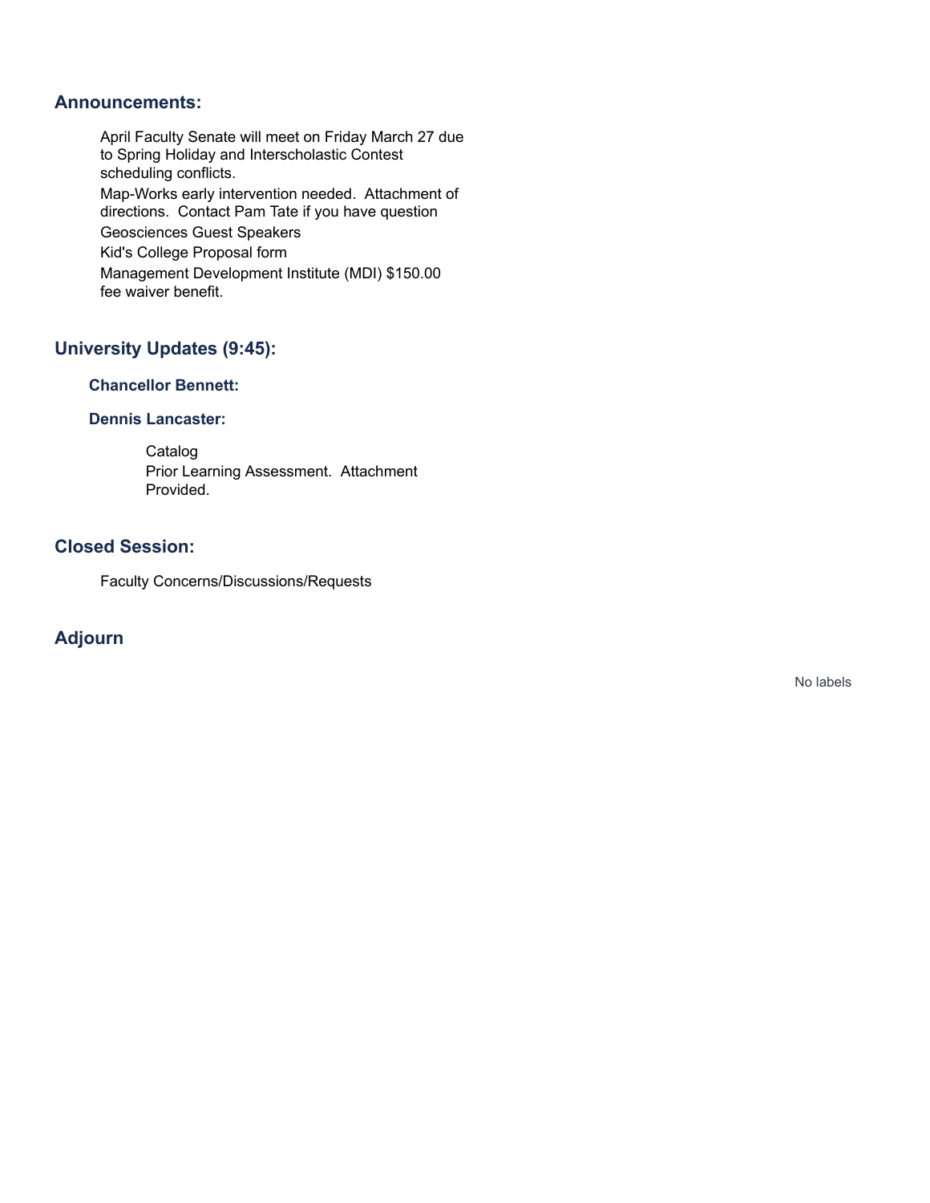## Announcements:

- April Faculty Senate will meet on Friday March 27 due to Spring Holiday and Interscholastic Contest scheduling conflicts.
- Map-Works early intervention needed. Attachment of directions. Contact Pam Tate if you have question
- Geosciences Guest Speakers
- Kid's College Proposal form
- Management Development Institute (MDI) $150.00 fee waiver benefit.

## University Updates (9:45):

### Chancellor Bennett:

### Dennis Lancaster:

- Catalog
- Prior Learning Assessment. Attachment Provided.

## Closed Session:

- Faculty Concerns/Discussions/Requests

## Adjourn

No labels